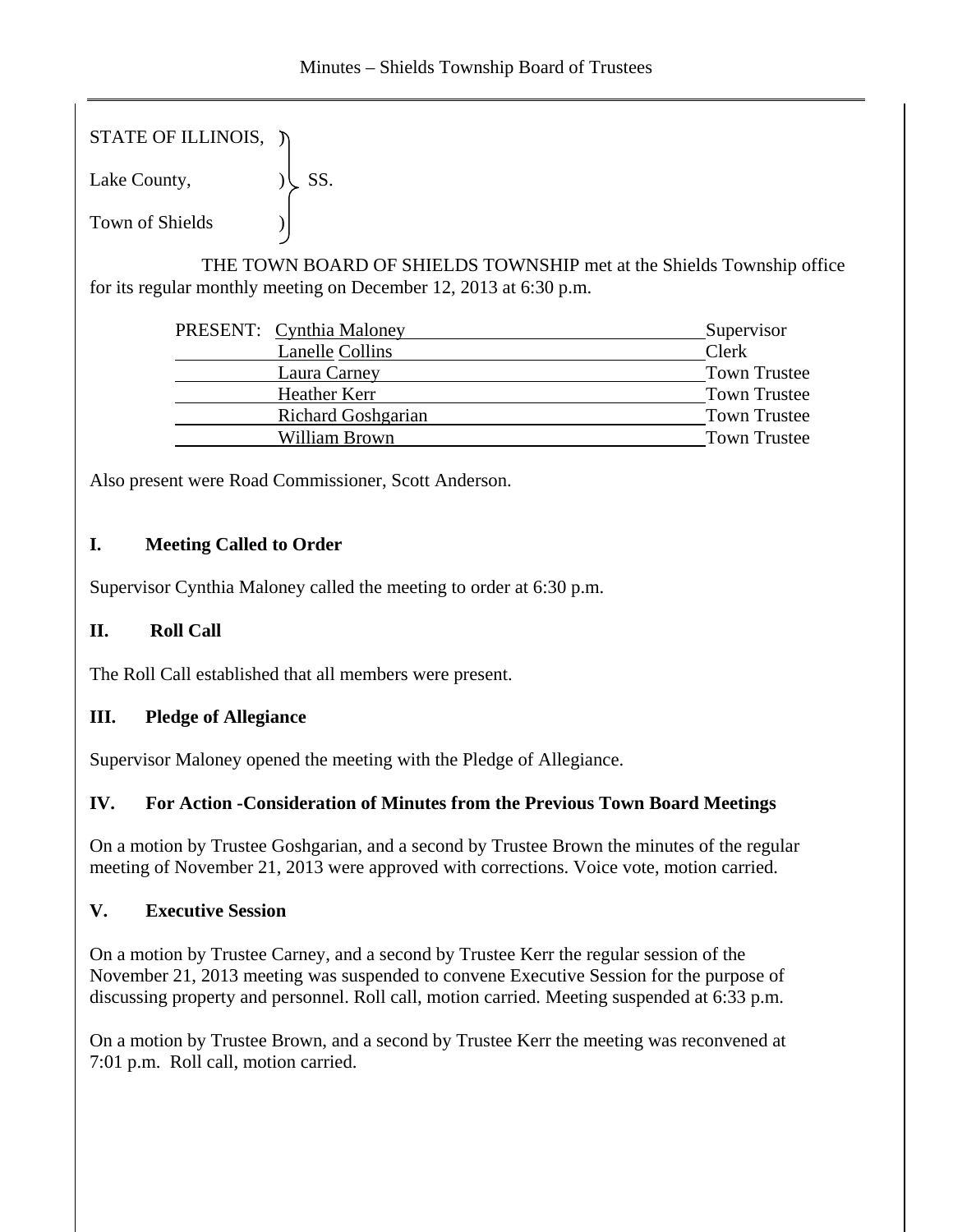STATE OF ILLINOIS, )

Lake County, ) SS.

Town of Shields )

THE TOWN BOARD OF SHIELDS TOWNSHIP met at the Shields Township office for its regular monthly meeting on December 12, 2013 at 6:30 p.m.

| | | |
|---|---|---|
| PRESENT: | Cynthia Maloney | Supervisor |
| | Lanelle Collins | Clerk |
| | Laura Carney | Town Trustee |
| | Heather Kerr | Town Trustee |
| | Richard Goshgarian | Town Trustee |
| | William Brown | Town Trustee |

Also present were Road Commissioner, Scott Anderson.

## I. Meeting Called to Order

Supervisor Cynthia Maloney called the meeting to order at 6:30 p.m.

## II. Roll Call

The Roll Call established that all members were present.

## III. Pledge of Allegiance

Supervisor Maloney opened the meeting with the Pledge of Allegiance.

## IV. For Action -Consideration of Minutes from the Previous Town Board Meetings

On a motion by Trustee Goshgarian, and a second by Trustee Brown the minutes of the regular meeting of November 21, 2013 were approved with corrections. Voice vote, motion carried.

## V. Executive Session

On a motion by Trustee Carney, and a second by Trustee Kerr the regular session of the November 21, 2013 meeting was suspended to convene Executive Session for the purpose of discussing property and personnel. Roll call, motion carried. Meeting suspended at 6:33 p.m.

On a motion by Trustee Brown, and a second by Trustee Kerr the meeting was reconvened at 7:01 p.m. Roll call, motion carried.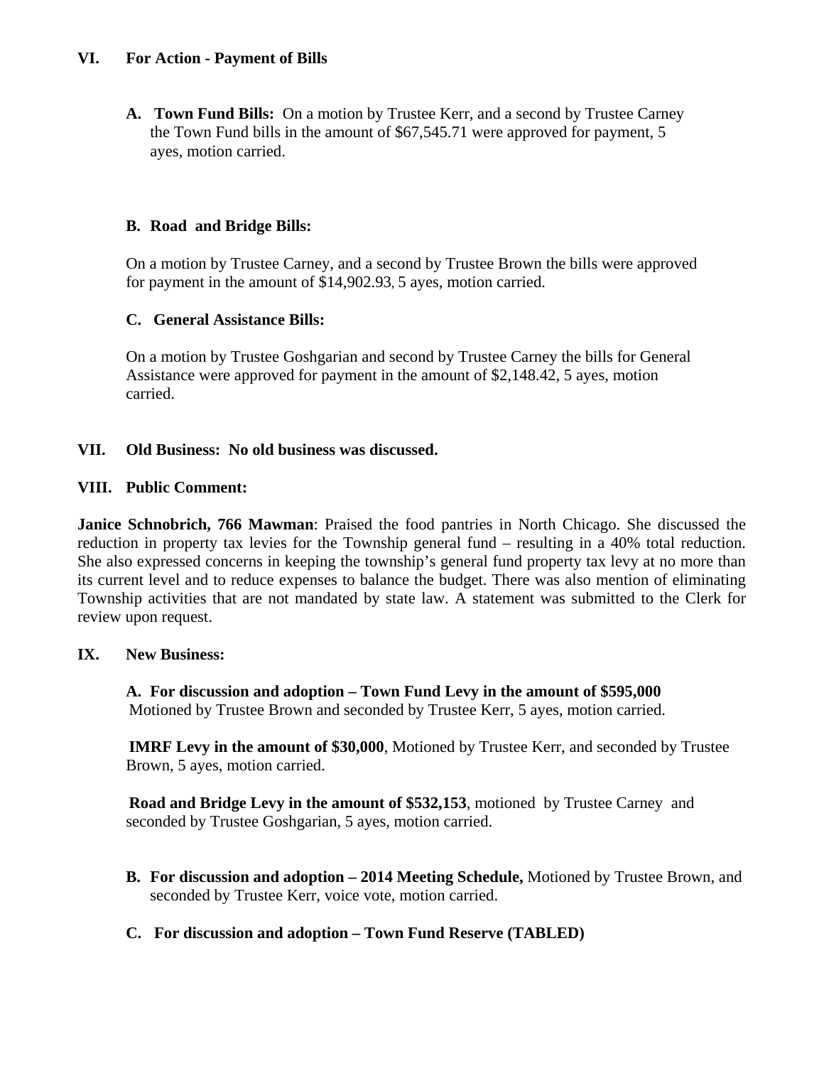## VI. For Action - Payment of Bills

**A. Town Fund Bills:** On a motion by Trustee Kerr, and a second by Trustee Carney the Town Fund bills in the amount of $67,545.71 were approved for payment, 5 ayes, motion carried.

**B. Road and Bridge Bills:**

On a motion by Trustee Carney, and a second by Trustee Brown the bills were approved for payment in the amount of $14,902.93, 5 ayes, motion carried.

**C. General Assistance Bills:**

On a motion by Trustee Goshgarian and second by Trustee Carney the bills for General Assistance were approved for payment in the amount of $2,148.42, 5 ayes, motion carried.

## VII. Old Business: No old business was discussed.

## VIII. Public Comment:

**Janice Schnobrich, 766 Mawman**: Praised the food pantries in North Chicago. She discussed the reduction in property tax levies for the Township general fund – resulting in a 40% total reduction. She also expressed concerns in keeping the township's general fund property tax levy at no more than its current level and to reduce expenses to balance the budget. There was also mention of eliminating Township activities that are not mandated by state law. A statement was submitted to the Clerk for review upon request.

## IX. New Business:

**A. For discussion and adoption – Town Fund Levy in the amount of $595,000** Motioned by Trustee Brown and seconded by Trustee Kerr, 5 ayes, motion carried.

**IMRF Levy in the amount of $30,000**, Motioned by Trustee Kerr, and seconded by Trustee Brown, 5 ayes, motion carried.

**Road and Bridge Levy in the amount of $532,153**, motioned by Trustee Carney and seconded by Trustee Goshgarian, 5 ayes, motion carried.

**B. For discussion and adoption – 2014 Meeting Schedule,** Motioned by Trustee Brown, and seconded by Trustee Kerr, voice vote, motion carried.

**C. For discussion and adoption – Town Fund Reserve (TABLED)**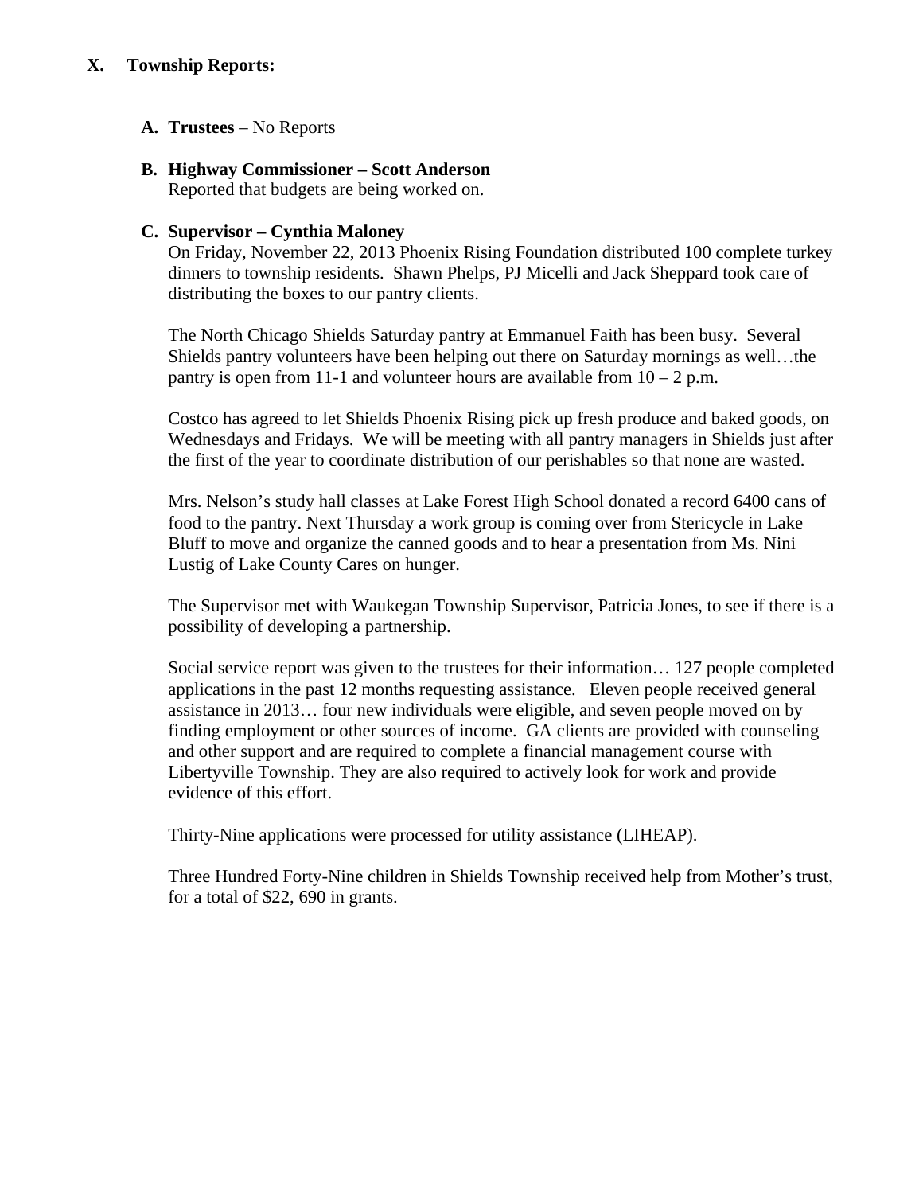## X. Township Reports:

**A. Trustees** – No Reports

**B. Highway Commissioner – Scott Anderson**
Reported that budgets are being worked on.

**C. Supervisor – Cynthia Maloney**
On Friday, November 22, 2013 Phoenix Rising Foundation distributed 100 complete turkey dinners to township residents. Shawn Phelps, PJ Micelli and Jack Sheppard took care of distributing the boxes to our pantry clients.

The North Chicago Shields Saturday pantry at Emmanuel Faith has been busy. Several Shields pantry volunteers have been helping out there on Saturday mornings as well…the pantry is open from 11-1 and volunteer hours are available from 10 – 2 p.m.

Costco has agreed to let Shields Phoenix Rising pick up fresh produce and baked goods, on Wednesdays and Fridays. We will be meeting with all pantry managers in Shields just after the first of the year to coordinate distribution of our perishables so that none are wasted.

Mrs. Nelson's study hall classes at Lake Forest High School donated a record 6400 cans of food to the pantry. Next Thursday a work group is coming over from Stericycle in Lake Bluff to move and organize the canned goods and to hear a presentation from Ms. Nini Lustig of Lake County Cares on hunger.

The Supervisor met with Waukegan Township Supervisor, Patricia Jones, to see if there is a possibility of developing a partnership.

Social service report was given to the trustees for their information… 127 people completed applications in the past 12 months requesting assistance. Eleven people received general assistance in 2013… four new individuals were eligible, and seven people moved on by finding employment or other sources of income. GA clients are provided with counseling and other support and are required to complete a financial management course with Libertyville Township. They are also required to actively look for work and provide evidence of this effort.

Thirty-Nine applications were processed for utility assistance (LIHEAP).

Three Hundred Forty-Nine children in Shields Township received help from Mother's trust, for a total of $22, 690 in grants.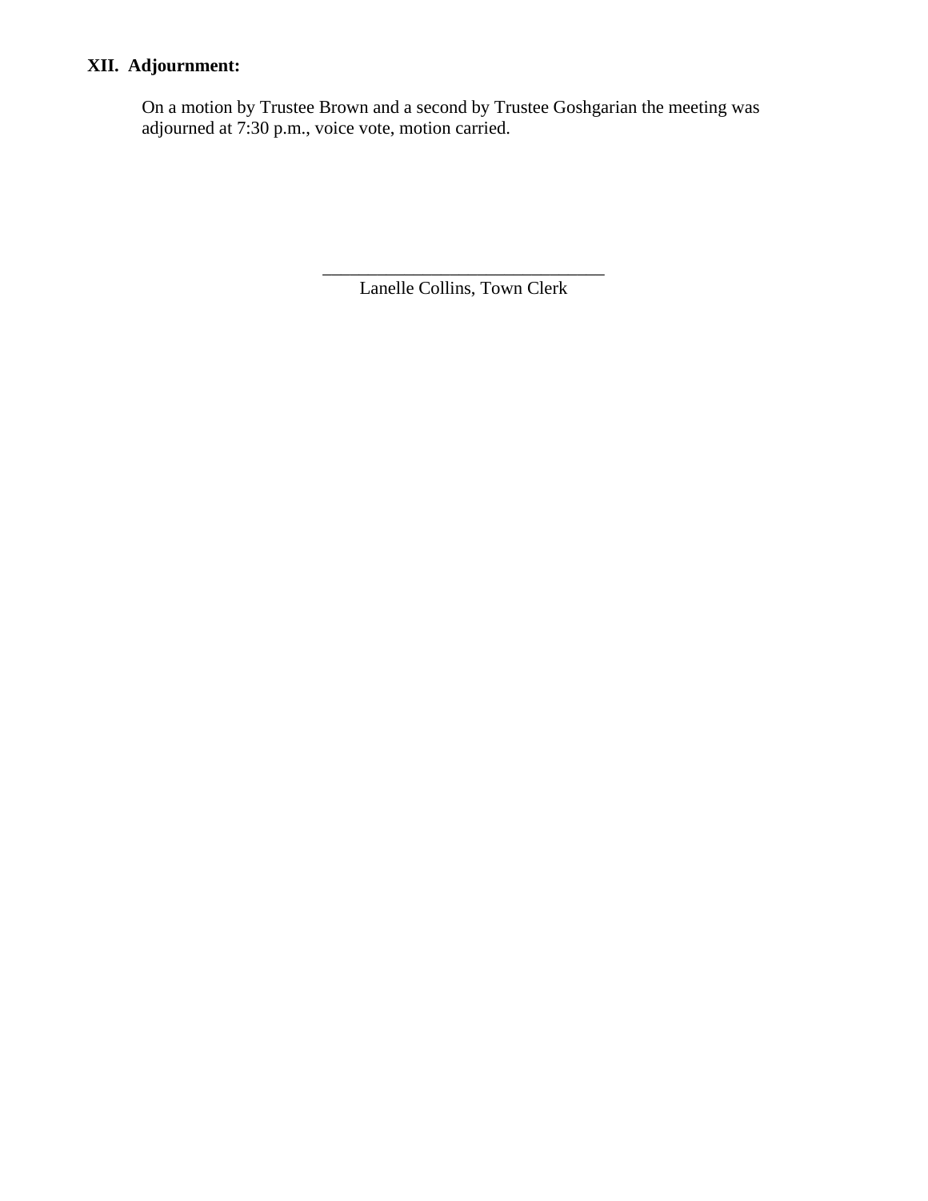## XII. Adjournment:

On a motion by Trustee Brown and a second by Trustee Goshgarian the meeting was adjourned at 7:30 p.m., voice vote, motion carried.

________________________________
Lanelle Collins, Town Clerk